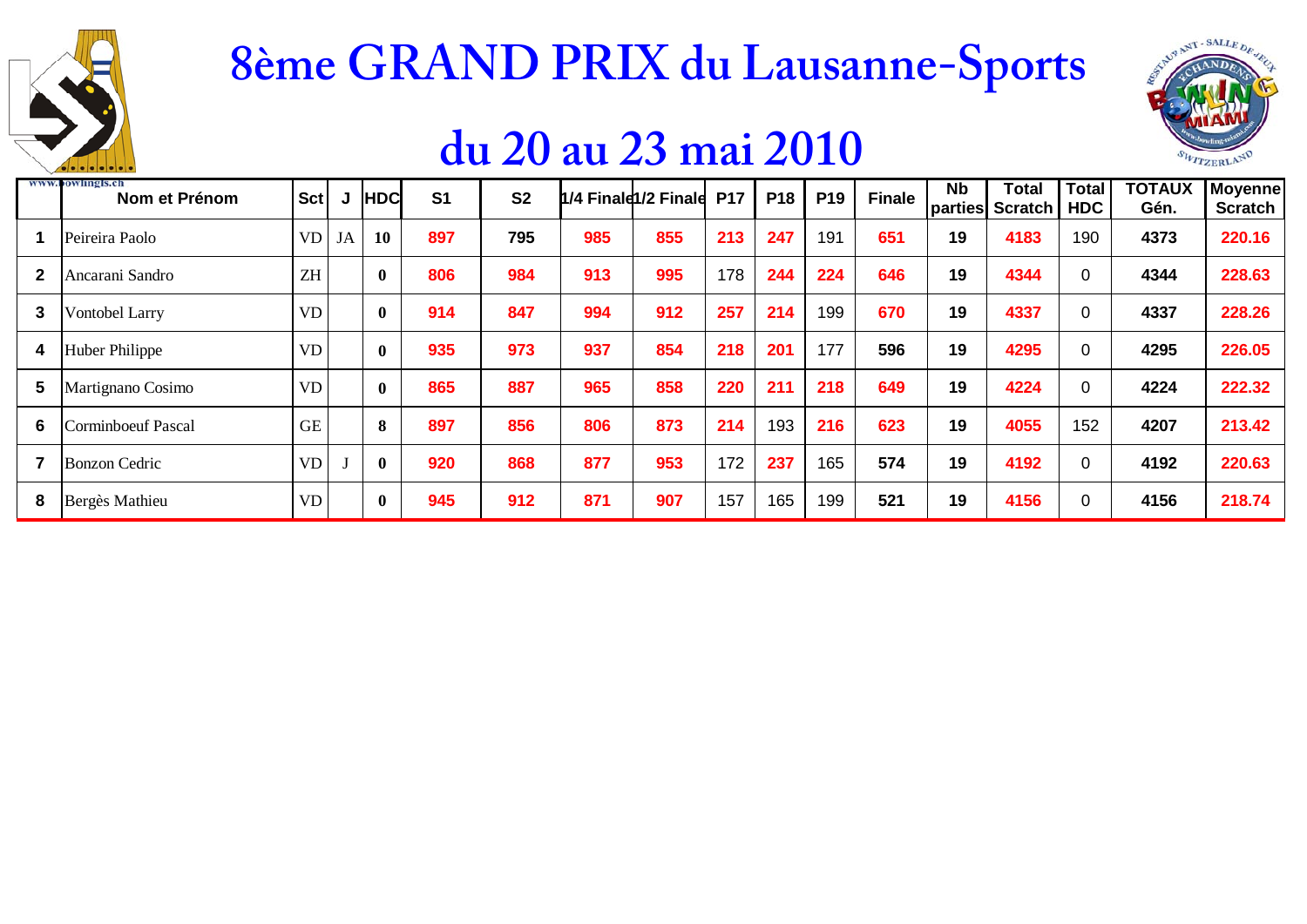# 8ème GRAND PRIX du Lausanne-Sports

## du 20 au 23 mai 2010

www.bowlingls.ch

| | Nom et Prénom | Sct | J | HDC | S1 | S2 | 1/4 Finale | 1/2 Finale | P17 | P18 | P19 | Finale | Nb parties | Total Scratch | Total HDC | TOTAUX Gén. | Moyenne Scratch |
|---|---|---|---|---|---|---|---|---|---|---|---|---|---|---|---|---|---|
| 1 | Peireira Paolo | VD | JA | 10 | 897 | 795 | 985 | 855 | 213 | 247 | 191 | 651 | 19 | 4183 | 190 | 4373 | 220.16 |
| 2 | Ancarani Sandro | ZH | | 0 | 806 | 984 | 913 | 995 | 178 | 244 | 224 | 646 | 19 | 4344 | 0 | 4344 | 228.63 |
| 3 | Vontobel Larry | VD | | 0 | 914 | 847 | 994 | 912 | 257 | 214 | 199 | 670 | 19 | 4337 | 0 | 4337 | 228.26 |
| 4 | Huber Philippe | VD | | 0 | 935 | 973 | 937 | 854 | 218 | 201 | 177 | 596 | 19 | 4295 | 0 | 4295 | 226.05 |
| 5 | Martignano Cosimo | VD | | 0 | 865 | 887 | 965 | 858 | 220 | 211 | 218 | 649 | 19 | 4224 | 0 | 4224 | 222.32 |
| 6 | Corminboeuf Pascal | GE | | 8 | 897 | 856 | 806 | 873 | 214 | 193 | 216 | 623 | 19 | 4055 | 152 | 4207 | 213.42 |
| 7 | Bonzon Cedric | VD | J | 0 | 920 | 868 | 877 | 953 | 172 | 237 | 165 | 574 | 19 | 4192 | 0 | 4192 | 220.63 |
| 8 | Bergès Mathieu | VD | | 0 | 945 | 912 | 871 | 907 | 157 | 165 | 199 | 521 | 19 | 4156 | 0 | 4156 | 218.74 |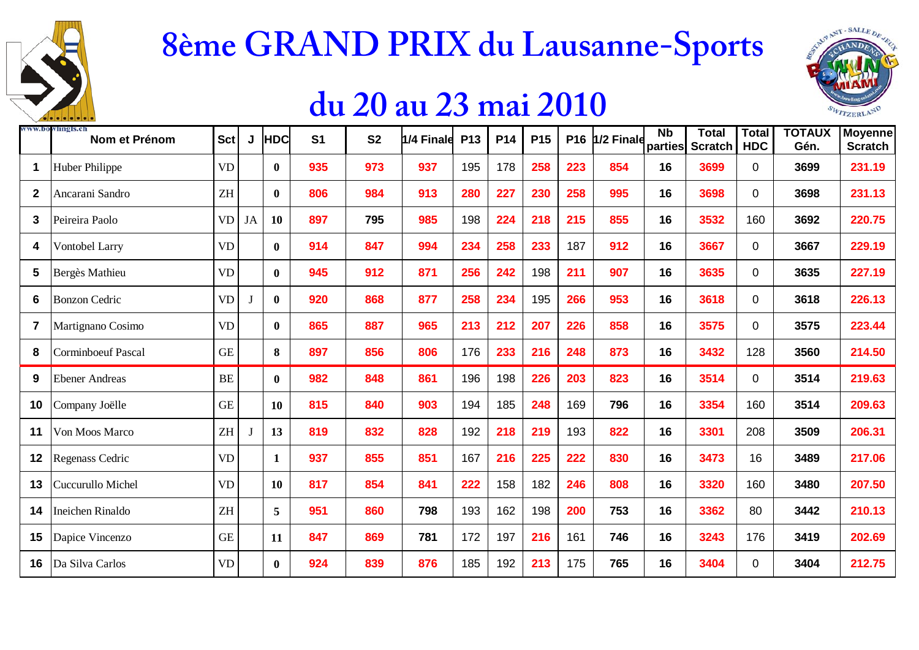# 8ème GRAND PRIX du Lausanne-Sports

## du 20 au 23 mai 2010

www.bowlings.ch

| | Nom et Prénom | Sct | J | HDC | S1 | S2 | 1/4 Finale | P13 | P14 | P15 | P16 | 1/2 Finale | Nb parties | Total Scratch | Total HDC | TOTAUX Gén. | Moyenne Scratch |
|---|---|---|---|---|---|---|---|---|---|---|---|---|---|---|---|---|---|
| 1 | Huber Philippe | VD | | 0 | 935 | 973 | 937 | 195 | 178 | 258 | 223 | 854 | 16 | 3699 | 0 | 3699 | 231.19 |
| 2 | Ancarani Sandro | ZH | | 0 | 806 | 984 | 913 | 280 | 227 | 230 | 258 | 995 | 16 | 3698 | 0 | 3698 | 231.13 |
| 3 | Peireira Paolo | VD | JA | 10 | 897 | 795 | 985 | 198 | 224 | 218 | 215 | 855 | 16 | 3532 | 160 | 3692 | 220.75 |
| 4 | Vontobel Larry | VD | | 0 | 914 | 847 | 994 | 234 | 258 | 233 | 187 | 912 | 16 | 3667 | 0 | 3667 | 229.19 |
| 5 | Bergès Mathieu | VD | | 0 | 945 | 912 | 871 | 256 | 242 | 198 | 211 | 907 | 16 | 3635 | 0 | 3635 | 227.19 |
| 6 | Bonzon Cedric | VD | J | 0 | 920 | 868 | 877 | 258 | 234 | 195 | 266 | 953 | 16 | 3618 | 0 | 3618 | 226.13 |
| 7 | Martignano Cosimo | VD | | 0 | 865 | 887 | 965 | 213 | 212 | 207 | 226 | 858 | 16 | 3575 | 0 | 3575 | 223.44 |
| 8 | Corminboeuf Pascal | GE | | 8 | 897 | 856 | 806 | 176 | 233 | 216 | 248 | 873 | 16 | 3432 | 128 | 3560 | 214.50 |
| 9 | Ebener Andreas | BE | | 0 | 982 | 848 | 861 | 196 | 198 | 226 | 203 | 823 | 16 | 3514 | 0 | 3514 | 219.63 |
| 10 | Company Joëlle | GE | | 10 | 815 | 840 | 903 | 194 | 185 | 248 | 169 | 796 | 16 | 3354 | 160 | 3514 | 209.63 |
| 11 | Von Moos Marco | ZH | J | 13 | 819 | 832 | 828 | 192 | 218 | 219 | 193 | 822 | 16 | 3301 | 208 | 3509 | 206.31 |
| 12 | Regenass Cedric | VD | | 1 | 937 | 855 | 851 | 167 | 216 | 225 | 222 | 830 | 16 | 3473 | 16 | 3489 | 217.06 |
| 13 | Cuccurullo Michel | VD | | 10 | 817 | 854 | 841 | 222 | 158 | 182 | 246 | 808 | 16 | 3320 | 160 | 3480 | 207.50 |
| 14 | Ineichen Rinaldo | ZH | | 5 | 951 | 860 | 798 | 193 | 162 | 198 | 200 | 753 | 16 | 3362 | 80 | 3442 | 210.13 |
| 15 | Dapice Vincenzo | GE | | 11 | 847 | 869 | 781 | 172 | 197 | 216 | 161 | 746 | 16 | 3243 | 176 | 3419 | 202.69 |
| 16 | Da Silva Carlos | VD | | 0 | 924 | 839 | 876 | 185 | 192 | 213 | 175 | 765 | 16 | 3404 | 0 | 3404 | 212.75 |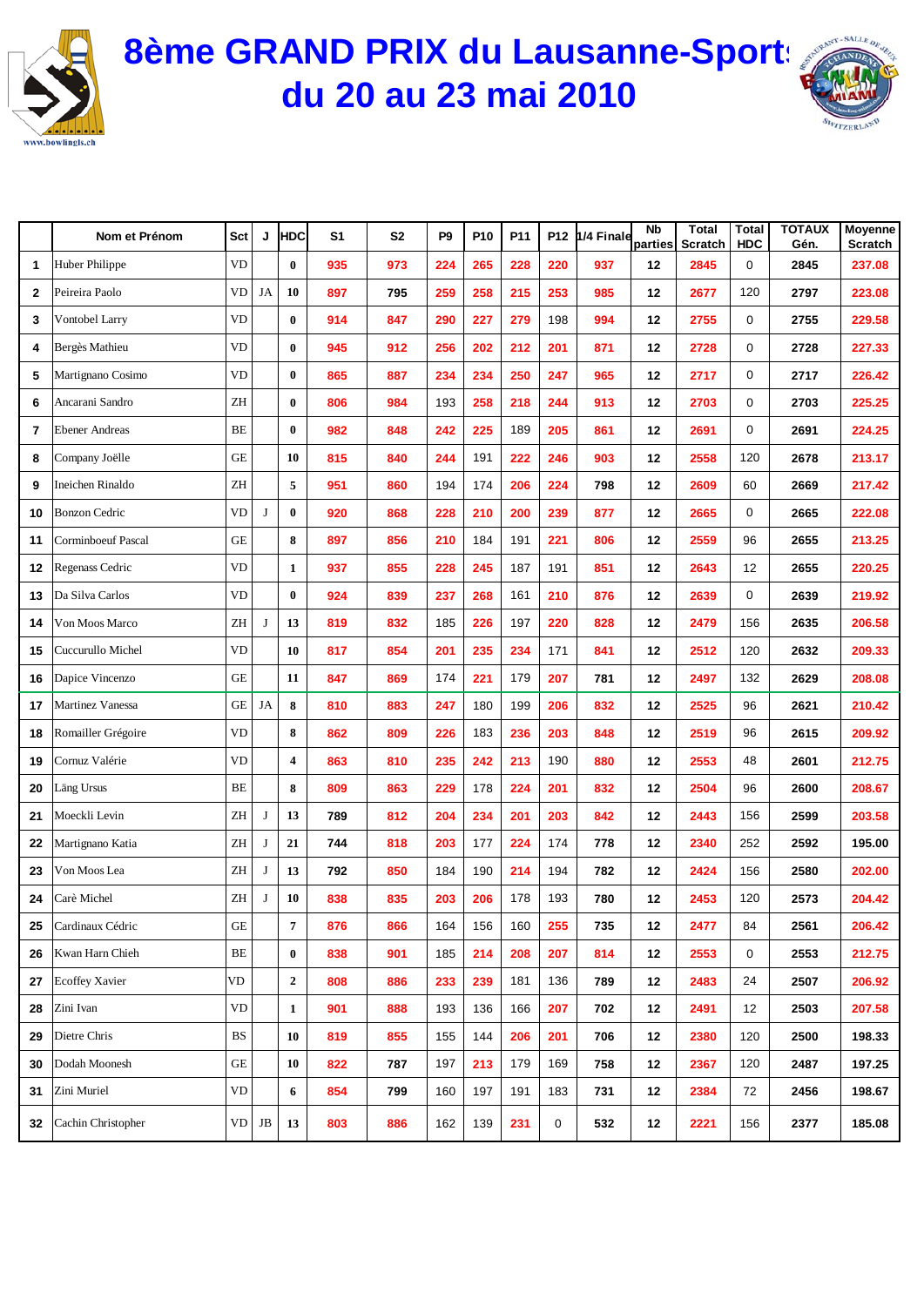# 8ème GRAND PRIX du Lausanne-Sports
# du 20 au 23 mai 2010

| | Nom et Prénom | Sct | J | HDC | S1 | S2 | P9 | P10 | P11 | P12 | 1/4 Finale | Nb parties | Total Scratch | Total HDC | TOTAUX Gén. | Moyenne Scratch |
|---|---|---|---|---|---|---|---|---|---|---|---|---|---|---|---|---|
| 1 | Huber Philippe | VD | | 0 | 935 | 973 | 224 | 265 | 228 | 220 | 937 | 12 | 2845 | 0 | 2845 | 237.08 |
| 2 | Peireira Paolo | VD | JA | 10 | 897 | 795 | 259 | 258 | 215 | 253 | 985 | 12 | 2677 | 120 | 2797 | 223.08 |
| 3 | Vontobel Larry | VD | | 0 | 914 | 847 | 290 | 227 | 279 | 198 | 994 | 12 | 2755 | 0 | 2755 | 229.58 |
| 4 | Bergès Mathieu | VD | | 0 | 945 | 912 | 256 | 202 | 212 | 201 | 871 | 12 | 2728 | 0 | 2728 | 227.33 |
| 5 | Martignano Cosimo | VD | | 0 | 865 | 887 | 234 | 234 | 250 | 247 | 965 | 12 | 2717 | 0 | 2717 | 226.42 |
| 6 | Ancarani Sandro | ZH | | 0 | 806 | 984 | 193 | 258 | 218 | 244 | 913 | 12 | 2703 | 0 | 2703 | 225.25 |
| 7 | Ebener Andreas | BE | | 0 | 982 | 848 | 242 | 225 | 189 | 205 | 861 | 12 | 2691 | 0 | 2691 | 224.25 |
| 8 | Company Joëlle | GE | | 10 | 815 | 840 | 244 | 191 | 222 | 246 | 903 | 12 | 2558 | 120 | 2678 | 213.17 |
| 9 | Ineichen Rinaldo | ZH | | 5 | 951 | 860 | 194 | 174 | 206 | 224 | 798 | 12 | 2609 | 60 | 2669 | 217.42 |
| 10 | Bonzon Cedric | VD | J | 0 | 920 | 868 | 228 | 210 | 200 | 239 | 877 | 12 | 2665 | 0 | 2665 | 222.08 |
| 11 | Corminboeuf Pascal | GE | | 8 | 897 | 856 | 210 | 184 | 191 | 221 | 806 | 12 | 2559 | 96 | 2655 | 213.25 |
| 12 | Regenass Cedric | VD | | 1 | 937 | 855 | 228 | 245 | 187 | 191 | 851 | 12 | 2643 | 12 | 2655 | 220.25 |
| 13 | Da Silva Carlos | VD | | 0 | 924 | 839 | 237 | 268 | 161 | 210 | 876 | 12 | 2639 | 0 | 2639 | 219.92 |
| 14 | Von Moos Marco | ZH | J | 13 | 819 | 832 | 185 | 226 | 197 | 220 | 828 | 12 | 2479 | 156 | 2635 | 206.58 |
| 15 | Cuccurullo Michel | VD | | 10 | 817 | 854 | 201 | 235 | 234 | 171 | 841 | 12 | 2512 | 120 | 2632 | 209.33 |
| 16 | Dapice Vincenzo | GE | | 11 | 847 | 869 | 174 | 221 | 179 | 207 | 781 | 12 | 2497 | 132 | 2629 | 208.08 |
| 17 | Martinez Vanessa | GE | JA | 8 | 810 | 883 | 247 | 180 | 199 | 206 | 832 | 12 | 2525 | 96 | 2621 | 210.42 |
| 18 | Romailler Grégoire | VD | | 8 | 862 | 809 | 226 | 183 | 236 | 203 | 848 | 12 | 2519 | 96 | 2615 | 209.92 |
| 19 | Cornuz Valérie | VD | | 4 | 863 | 810 | 235 | 242 | 213 | 190 | 880 | 12 | 2553 | 48 | 2601 | 212.75 |
| 20 | Läng Ursus | BE | | 8 | 809 | 863 | 229 | 178 | 224 | 201 | 832 | 12 | 2504 | 96 | 2600 | 208.67 |
| 21 | Moeckli Levin | ZH | J | 13 | 789 | 812 | 204 | 234 | 201 | 203 | 842 | 12 | 2443 | 156 | 2599 | 203.58 |
| 22 | Martignano Katia | ZH | J | 21 | 744 | 818 | 203 | 177 | 224 | 174 | 778 | 12 | 2340 | 252 | 2592 | 195.00 |
| 23 | Von Moos Lea | ZH | J | 13 | 792 | 850 | 184 | 190 | 214 | 194 | 782 | 12 | 2424 | 156 | 2580 | 202.00 |
| 24 | Carè Michel | ZH | J | 10 | 838 | 835 | 203 | 206 | 178 | 193 | 780 | 12 | 2453 | 120 | 2573 | 204.42 |
| 25 | Cardinaux Cédric | GE | | 7 | 876 | 866 | 164 | 156 | 160 | 255 | 735 | 12 | 2477 | 84 | 2561 | 206.42 |
| 26 | Kwan Harn Chieh | BE | | 0 | 838 | 901 | 185 | 214 | 208 | 207 | 814 | 12 | 2553 | 0 | 2553 | 212.75 |
| 27 | Ecoffey Xavier | VD | | 2 | 808 | 886 | 233 | 239 | 181 | 136 | 789 | 12 | 2483 | 24 | 2507 | 206.92 |
| 28 | Zini Ivan | VD | | 1 | 901 | 888 | 193 | 136 | 166 | 207 | 702 | 12 | 2491 | 12 | 2503 | 207.58 |
| 29 | Dietre Chris | BS | | 10 | 819 | 855 | 155 | 144 | 206 | 201 | 706 | 12 | 2380 | 120 | 2500 | 198.33 |
| 30 | Dodah Moonesh | GE | | 10 | 822 | 787 | 197 | 213 | 179 | 169 | 758 | 12 | 2367 | 120 | 2487 | 197.25 |
| 31 | Zini Muriel | VD | | 6 | 854 | 799 | 160 | 197 | 191 | 183 | 731 | 12 | 2384 | 72 | 2456 | 198.67 |
| 32 | Cachin Christopher | VD | JB | 13 | 803 | 886 | 162 | 139 | 231 | 0 | 532 | 12 | 2221 | 156 | 2377 | 185.08 |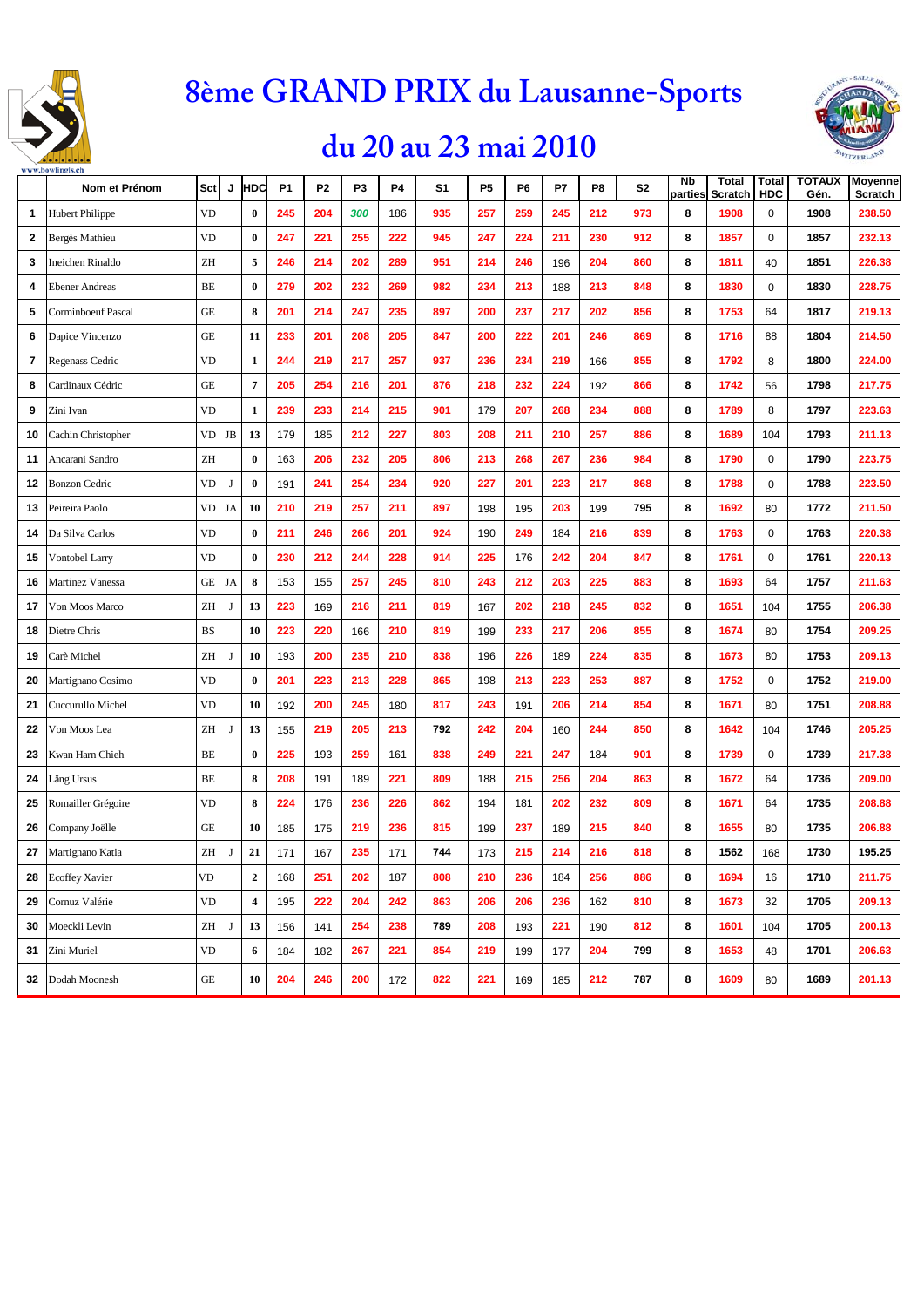# 8ème GRAND PRIX du Lausanne-Sports

## du 20 au 23 mai 2010

| | Nom et Prénom | Sct | J | HDC | P1 | P2 | P3 | P4 | S1 | P5 | P6 | P7 | P8 | S2 | Nb parties | Total Scratch | Total HDC | TOTAUX Gén. | Moyenne Scratch |
|---|---|---|---|---|---|---|---|---|---|---|---|---|---|---|---|---|---|---|---|
| 1 | Hubert Philippe | VD | | 0 | 245 | 204 | 300 | 186 | 935 | 257 | 259 | 245 | 212 | 973 | 8 | 1908 | 0 | 1908 | 238.50 |
| 2 | Bergès Mathieu | VD | | 0 | 247 | 221 | 255 | 222 | 945 | 247 | 224 | 211 | 230 | 912 | 8 | 1857 | 0 | 1857 | 232.13 |
| 3 | Ineichen Rinaldo | ZH | | 5 | 246 | 214 | 202 | 289 | 951 | 214 | 246 | 196 | 204 | 860 | 8 | 1811 | 40 | 1851 | 226.38 |
| 4 | Ebener Andreas | BE | | 0 | 279 | 202 | 232 | 269 | 982 | 234 | 213 | 188 | 213 | 848 | 8 | 1830 | 0 | 1830 | 228.75 |
| 5 | Corminboeuf Pascal | GE | | 8 | 201 | 214 | 247 | 235 | 897 | 200 | 237 | 217 | 202 | 856 | 8 | 1753 | 64 | 1817 | 219.13 |
| 6 | Dapice Vincenzo | GE | | 11 | 233 | 201 | 208 | 205 | 847 | 200 | 222 | 201 | 246 | 869 | 8 | 1716 | 88 | 1804 | 214.50 |
| 7 | Regenass Cedric | VD | | 1 | 244 | 219 | 217 | 257 | 937 | 236 | 234 | 219 | 166 | 855 | 8 | 1792 | 8 | 1800 | 224.00 |
| 8 | Cardinaux Cédric | GE | | 7 | 205 | 254 | 216 | 201 | 876 | 218 | 232 | 224 | 192 | 866 | 8 | 1742 | 56 | 1798 | 217.75 |
| 9 | Zini Ivan | VD | | 1 | 239 | 233 | 214 | 215 | 901 | 179 | 207 | 268 | 234 | 888 | 8 | 1789 | 8 | 1797 | 223.63 |
| 10 | Cachin Christopher | VD | JB | 13 | 179 | 185 | 212 | 227 | 803 | 208 | 211 | 210 | 257 | 886 | 8 | 1689 | 104 | 1793 | 211.13 |
| 11 | Ancarani Sandro | ZH | | 0 | 163 | 206 | 232 | 205 | 806 | 213 | 268 | 267 | 236 | 984 | 8 | 1790 | 0 | 1790 | 223.75 |
| 12 | Bonzon Cedric | VD | J | 0 | 191 | 241 | 254 | 234 | 920 | 227 | 201 | 223 | 217 | 868 | 8 | 1788 | 0 | 1788 | 223.50 |
| 13 | Peireira Paolo | VD | JA | 10 | 210 | 219 | 257 | 211 | 897 | 198 | 195 | 203 | 199 | 795 | 8 | 1692 | 80 | 1772 | 211.50 |
| 14 | Da Silva Carlos | VD | | 0 | 211 | 246 | 266 | 201 | 924 | 190 | 249 | 184 | 216 | 839 | 8 | 1763 | 0 | 1763 | 220.38 |
| 15 | Vontobel Larry | VD | | 0 | 230 | 212 | 244 | 228 | 914 | 225 | 176 | 242 | 204 | 847 | 8 | 1761 | 0 | 1761 | 220.13 |
| 16 | Martinez Vanessa | GE | JA | 8 | 153 | 155 | 257 | 245 | 810 | 243 | 212 | 203 | 225 | 883 | 8 | 1693 | 64 | 1757 | 211.63 |
| 17 | Von Moos Marco | ZH | J | 13 | 223 | 169 | 216 | 211 | 819 | 167 | 202 | 218 | 245 | 832 | 8 | 1651 | 104 | 1755 | 206.38 |
| 18 | Dietre Chris | BS | | 10 | 223 | 220 | 166 | 210 | 819 | 199 | 233 | 217 | 206 | 855 | 8 | 1674 | 80 | 1754 | 209.25 |
| 19 | Carè Michel | ZH | J | 10 | 193 | 200 | 235 | 210 | 838 | 196 | 226 | 189 | 224 | 835 | 8 | 1673 | 80 | 1753 | 209.13 |
| 20 | Martignano Cosimo | VD | | 0 | 201 | 223 | 213 | 228 | 865 | 198 | 213 | 223 | 253 | 887 | 8 | 1752 | 0 | 1752 | 219.00 |
| 21 | Cuccurullo Michel | VD | | 10 | 192 | 200 | 245 | 180 | 817 | 243 | 191 | 206 | 214 | 854 | 8 | 1671 | 80 | 1751 | 208.88 |
| 22 | Von Moos Lea | ZH | J | 13 | 155 | 219 | 205 | 213 | 792 | 242 | 204 | 160 | 244 | 850 | 8 | 1642 | 104 | 1746 | 205.25 |
| 23 | Kwan Harn Chieh | BE | | 0 | 225 | 193 | 259 | 161 | 838 | 249 | 221 | 247 | 184 | 901 | 8 | 1739 | 0 | 1739 | 217.38 |
| 24 | Läng Ursus | BE | | 8 | 208 | 191 | 189 | 221 | 809 | 188 | 215 | 256 | 204 | 863 | 8 | 1672 | 64 | 1736 | 209.00 |
| 25 | Romailler Grégoire | VD | | 8 | 224 | 176 | 236 | 226 | 862 | 194 | 181 | 202 | 232 | 809 | 8 | 1671 | 64 | 1735 | 208.88 |
| 26 | Company Joëlle | GE | | 10 | 185 | 175 | 219 | 236 | 815 | 199 | 237 | 189 | 215 | 840 | 8 | 1655 | 80 | 1735 | 206.88 |
| 27 | Martignano Katia | ZH | J | 21 | 171 | 167 | 235 | 171 | 744 | 173 | 215 | 214 | 216 | 818 | 8 | 1562 | 168 | 1730 | 195.25 |
| 28 | Ecoffey Xavier | VD | | 2 | 168 | 251 | 202 | 187 | 808 | 210 | 236 | 184 | 256 | 886 | 8 | 1694 | 16 | 1710 | 211.75 |
| 29 | Cornuz Valérie | VD | | 4 | 195 | 222 | 204 | 242 | 863 | 206 | 206 | 236 | 162 | 810 | 8 | 1673 | 32 | 1705 | 209.13 |
| 30 | Moeckli Levin | ZH | J | 13 | 156 | 141 | 254 | 238 | 789 | 208 | 193 | 221 | 190 | 812 | 8 | 1601 | 104 | 1705 | 200.13 |
| 31 | Zini Muriel | VD | | 6 | 184 | 182 | 267 | 221 | 854 | 219 | 199 | 177 | 204 | 799 | 8 | 1653 | 48 | 1701 | 206.63 |
| 32 | Dodah Moonesh | GE | | 10 | 204 | 246 | 200 | 172 | 822 | 221 | 169 | 185 | 212 | 787 | 8 | 1609 | 80 | 1689 | 201.13 |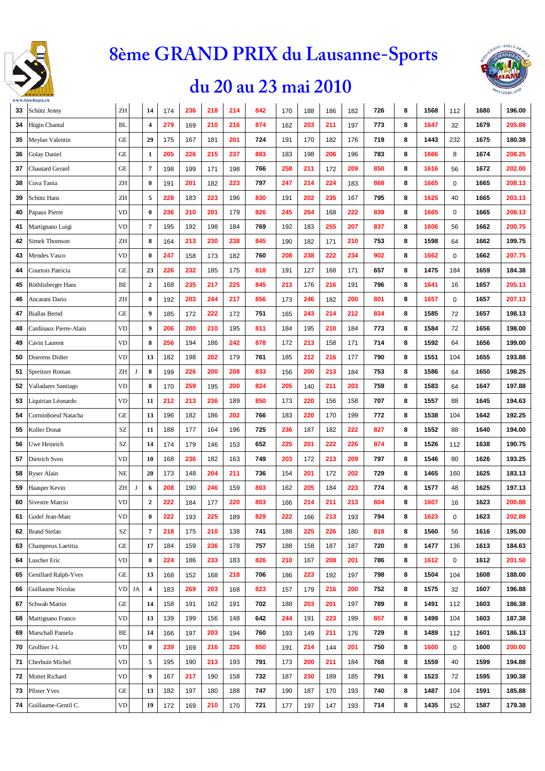# 8ème GRAND PRIX du Lausanne-Sports

## du 20 au 23 mai 2010

| | | | | | | | | | | | | | | | | | | | |
|---|---|---|---|---|---|---|---|---|---|---|---|---|---|---|---|---|---|---|---|
| 33 | Schütz Jenny | ZH | | 14 | 174 | 236 | 218 | 214 | 842 | 170 | 188 | 186 | 182 | 726 | 8 | 1568 | 112 | 1680 | 196.00 |
| 34 | Hügin Chantal | BL | | 4 | 279 | 169 | 210 | 216 | 874 | 162 | 203 | 211 | 197 | 773 | 8 | 1647 | 32 | 1679 | 205.88 |
| 35 | Meylan Valentin | GE | | 29 | 175 | 167 | 181 | 201 | 724 | 191 | 170 | 182 | 176 | 719 | 8 | 1443 | 232 | 1675 | 180.38 |
| 36 | Golay Daniel | GE | | 1 | 205 | 226 | 215 | 237 | 883 | 183 | 198 | 206 | 196 | 783 | 8 | 1666 | 8 | 1674 | 208.25 |
| 37 | Chautard Gerard | GE | | 7 | 198 | 199 | 171 | 198 | 766 | 258 | 211 | 172 | 209 | 850 | 8 | 1616 | 56 | 1672 | 202.00 |
| 38 | Cuva Tania | ZH | | 0 | 191 | 201 | 182 | 223 | 797 | 247 | 214 | 224 | 183 | 868 | 8 | 1665 | 0 | 1665 | 208.13 |
| 39 | Schütz Hans | ZH | | 5 | 228 | 183 | 223 | 196 | 830 | 191 | 202 | 235 | 167 | 795 | 8 | 1625 | 40 | 1665 | 203.13 |
| 40 | Papaux Pierre | VD | | 0 | 236 | 210 | 201 | 179 | 826 | 245 | 204 | 168 | 222 | 839 | 8 | 1665 | 0 | 1665 | 208.13 |
| 41 | Martignano Luigi | VD | | 7 | 195 | 192 | 198 | 184 | 769 | 192 | 183 | 255 | 207 | 837 | 8 | 1606 | 56 | 1662 | 200.75 |
| 42 | Simek Thomson | ZH | | 8 | 164 | 213 | 230 | 238 | 845 | 190 | 182 | 171 | 210 | 753 | 8 | 1598 | 64 | 1662 | 199.75 |
| 43 | Mendes Vasco | VD | | 0 | 247 | 158 | 173 | 182 | 760 | 208 | 238 | 222 | 234 | 902 | 8 | 1662 | 0 | 1662 | 207.75 |
| 44 | Courtois Patricia | GE | | 23 | 226 | 232 | 185 | 175 | 818 | 191 | 127 | 168 | 171 | 657 | 8 | 1475 | 184 | 1659 | 184.38 |
| 45 | Röthlisberger Hans | BE | | 2 | 168 | 235 | 217 | 225 | 845 | 213 | 176 | 216 | 191 | 796 | 8 | 1641 | 16 | 1657 | 205.13 |
| 46 | Ancarani Dario | ZH | | 0 | 192 | 203 | 244 | 217 | 856 | 173 | 246 | 182 | 200 | 801 | 8 | 1657 | 0 | 1657 | 207.13 |
| 47 | Biallas Bernd | GE | | 9 | 185 | 172 | 222 | 172 | 751 | 165 | 243 | 214 | 212 | 834 | 8 | 1585 | 72 | 1657 | 198.13 |
| 48 | Cardinaux Pierre-Alain | VD | | 9 | 206 | 200 | 210 | 195 | 811 | 184 | 195 | 210 | 184 | 773 | 8 | 1584 | 72 | 1656 | 198.00 |
| 49 | Cavin Laurent | VD | | 8 | 256 | 194 | 186 | 242 | 878 | 172 | 213 | 158 | 171 | 714 | 8 | 1592 | 64 | 1656 | 199.00 |
| 50 | Diserens Didier | VD | | 13 | 182 | 198 | 202 | 179 | 761 | 185 | 212 | 216 | 177 | 790 | 8 | 1551 | 104 | 1655 | 193.88 |
| 51 | Spreitzer Roman | ZH | J | 8 | 199 | 226 | 200 | 208 | 833 | 156 | 200 | 213 | 184 | 753 | 8 | 1586 | 64 | 1650 | 198.25 |
| 52 | Valladares Santiago | VD | | 8 | 170 | 259 | 195 | 200 | 824 | 205 | 140 | 211 | 203 | 759 | 8 | 1583 | 64 | 1647 | 197.88 |
| 53 | Liquirian Léonardo | VD | | 11 | 212 | 213 | 236 | 189 | 850 | 173 | 220 | 156 | 158 | 707 | 8 | 1557 | 88 | 1645 | 194.63 |
| 54 | Corminboeuf Natacha | GE | | 13 | 196 | 182 | 186 | 202 | 766 | 183 | 220 | 170 | 199 | 772 | 8 | 1538 | 104 | 1642 | 192.25 |
| 55 | Koller Donat | SZ | | 11 | 188 | 177 | 164 | 196 | 725 | 236 | 187 | 182 | 222 | 827 | 8 | 1552 | 88 | 1640 | 194.00 |
| 56 | Uwe Heinrich | SZ | | 14 | 174 | 179 | 146 | 153 | 652 | 225 | 201 | 222 | 226 | 874 | 8 | 1526 | 112 | 1638 | 190.75 |
| 57 | Dietrich Sven | VD | | 10 | 168 | 236 | 182 | 163 | 749 | 203 | 172 | 213 | 209 | 797 | 8 | 1546 | 80 | 1626 | 193.25 |
| 58 | Ryser Alain | NE | | 20 | 173 | 148 | 204 | 211 | 736 | 154 | 201 | 172 | 202 | 729 | 8 | 1465 | 160 | 1625 | 183.13 |
| 59 | Haasper Kevin | ZH | J | 6 | 208 | 190 | 246 | 159 | 803 | 162 | 205 | 184 | 223 | 774 | 8 | 1577 | 48 | 1625 | 197.13 |
| 60 | Sivestre Marcio | VD | | 2 | 222 | 184 | 177 | 220 | 803 | 166 | 214 | 211 | 213 | 804 | 8 | 1607 | 16 | 1623 | 200.88 |
| 61 | Godel Jean-Marc | VD | | 0 | 222 | 193 | 225 | 189 | 829 | 222 | 166 | 213 | 193 | 794 | 8 | 1623 | 0 | 1623 | 202.88 |
| 62 | Brand Stefan | SZ | | 7 | 218 | 175 | 210 | 138 | 741 | 188 | 225 | 226 | 180 | 819 | 8 | 1560 | 56 | 1616 | 195.00 |
| 63 | Champreux Laetitia | GE | | 17 | 184 | 159 | 236 | 178 | 757 | 188 | 158 | 187 | 187 | 720 | 8 | 1477 | 136 | 1613 | 184.63 |
| 64 | Luscher Eric | VD | | 0 | 224 | 186 | 233 | 183 | 826 | 210 | 167 | 208 | 201 | 786 | 8 | 1612 | 0 | 1612 | 201.50 |
| 65 | Genillard Ralph-Yves | GE | | 13 | 168 | 152 | 168 | 218 | 706 | 186 | 223 | 192 | 197 | 798 | 8 | 1504 | 104 | 1608 | 188.00 |
| 66 | Guillaume Nicolas | VD | JA | 4 | 183 | 269 | 203 | 168 | 823 | 157 | 179 | 216 | 200 | 752 | 8 | 1575 | 32 | 1607 | 196.88 |
| 67 | Schwab Martin | GE | | 14 | 158 | 191 | 162 | 191 | 702 | 188 | 203 | 201 | 197 | 789 | 8 | 1491 | 112 | 1603 | 186.38 |
| 68 | Martignano Franco | VD | | 13 | 139 | 199 | 156 | 148 | 642 | 244 | 191 | 223 | 199 | 857 | 8 | 1499 | 104 | 1603 | 187.38 |
| 69 | Marschall Pamela | BE | | 14 | 166 | 197 | 203 | 194 | 760 | 193 | 149 | 211 | 176 | 729 | 8 | 1489 | 112 | 1601 | 186.13 |
| 70 | Grolhier J-L | VD | | 0 | 239 | 169 | 216 | 226 | 850 | 191 | 214 | 144 | 201 | 750 | 8 | 1600 | 0 | 1600 | 200.00 |
| 71 | Cherbuin Michel | VD | | 5 | 195 | 190 | 213 | 193 | 791 | 173 | 200 | 211 | 184 | 768 | 8 | 1559 | 40 | 1599 | 194.88 |
| 72 | Mottet Richard | VD | | 9 | 167 | 217 | 190 | 158 | 732 | 187 | 230 | 189 | 185 | 791 | 8 | 1523 | 72 | 1595 | 190.38 |
| 73 | Pfister Yves | GE | | 13 | 182 | 197 | 180 | 188 | 747 | 190 | 187 | 170 | 193 | 740 | 8 | 1487 | 104 | 1591 | 185.88 |
| 74 | Guillaume-Gentil C. | VD | | 19 | 172 | 169 | 210 | 170 | 721 | 177 | 197 | 147 | 193 | 714 | 8 | 1435 | 152 | 1587 | 179.38 |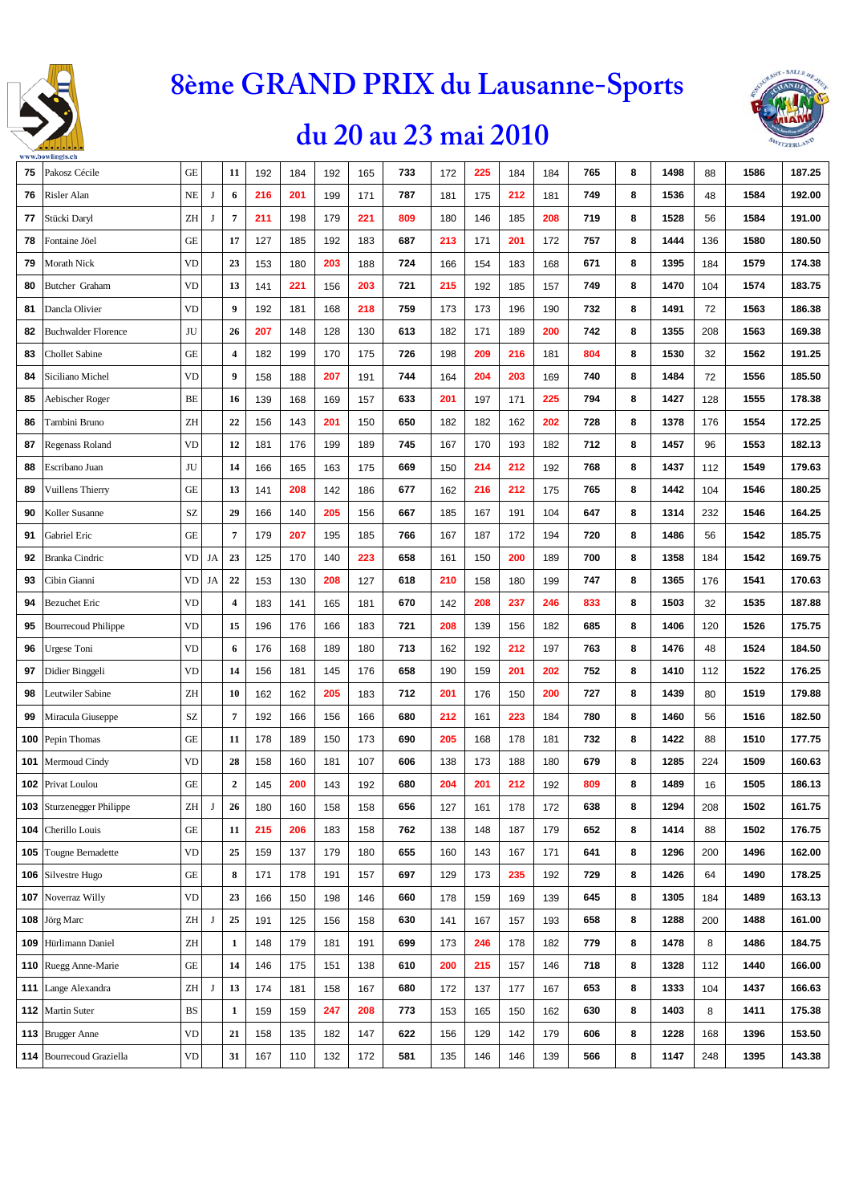# 8ème GRAND PRIX du Lausanne-Sports

## du 20 au 23 mai 2010

| | | | | | | | | | | | | | | | | | | | |
|---|---|---|---|---|---|---|---|---|---|---|---|---|---|---|---|---|---|---|---|
| 75 | Pakosz Cécile | GE | | 11 | 192 | 184 | 192 | 165 | 733 | 172 | 225 | 184 | 184 | 765 | 8 | 1498 | 88 | 1586 | 187.25 |
| 76 | Risler Alan | NE | J | 6 | 216 | 201 | 199 | 171 | 787 | 181 | 175 | 212 | 181 | 749 | 8 | 1536 | 48 | 1584 | 192.00 |
| 77 | Stücki Daryl | ZH | J | 7 | 211 | 198 | 179 | 221 | 809 | 180 | 146 | 185 | 208 | 719 | 8 | 1528 | 56 | 1584 | 191.00 |
| 78 | Fontaine Jöel | GE | | 17 | 127 | 185 | 192 | 183 | 687 | 213 | 171 | 201 | 172 | 757 | 8 | 1444 | 136 | 1580 | 180.50 |
| 79 | Morath Nick | VD | | 23 | 153 | 180 | 203 | 188 | 724 | 166 | 154 | 183 | 168 | 671 | 8 | 1395 | 184 | 1579 | 174.38 |
| 80 | Butcher Graham | VD | | 13 | 141 | 221 | 156 | 203 | 721 | 215 | 192 | 185 | 157 | 749 | 8 | 1470 | 104 | 1574 | 183.75 |
| 81 | Dancla Olivier | VD | | 9 | 192 | 181 | 168 | 218 | 759 | 173 | 173 | 196 | 190 | 732 | 8 | 1491 | 72 | 1563 | 186.38 |
| 82 | Buchwalder Florence | JU | | 26 | 207 | 148 | 128 | 130 | 613 | 182 | 171 | 189 | 200 | 742 | 8 | 1355 | 208 | 1563 | 169.38 |
| 83 | Chollet Sabine | GE | | 4 | 182 | 199 | 170 | 175 | 726 | 198 | 209 | 216 | 181 | 804 | 8 | 1530 | 32 | 1562 | 191.25 |
| 84 | Siciliano Michel | VD | | 9 | 158 | 188 | 207 | 191 | 744 | 164 | 204 | 203 | 169 | 740 | 8 | 1484 | 72 | 1556 | 185.50 |
| 85 | Aebischer Roger | BE | | 16 | 139 | 168 | 169 | 157 | 633 | 201 | 197 | 171 | 225 | 794 | 8 | 1427 | 128 | 1555 | 178.38 |
| 86 | Tambini Bruno | ZH | | 22 | 156 | 143 | 201 | 150 | 650 | 182 | 182 | 162 | 202 | 728 | 8 | 1378 | 176 | 1554 | 172.25 |
| 87 | Regenass Roland | VD | | 12 | 181 | 176 | 199 | 189 | 745 | 167 | 170 | 193 | 182 | 712 | 8 | 1457 | 96 | 1553 | 182.13 |
| 88 | Escribano Juan | JU | | 14 | 166 | 165 | 163 | 175 | 669 | 150 | 214 | 212 | 192 | 768 | 8 | 1437 | 112 | 1549 | 179.63 |
| 89 | Vuillens Thierry | GE | | 13 | 141 | 208 | 142 | 186 | 677 | 162 | 216 | 212 | 175 | 765 | 8 | 1442 | 104 | 1546 | 180.25 |
| 90 | Koller Susanne | SZ | | 29 | 166 | 140 | 205 | 156 | 667 | 185 | 167 | 191 | 104 | 647 | 8 | 1314 | 232 | 1546 | 164.25 |
| 91 | Gabriel Eric | GE | | 7 | 179 | 207 | 195 | 185 | 766 | 167 | 187 | 172 | 194 | 720 | 8 | 1486 | 56 | 1542 | 185.75 |
| 92 | Branka Cindric | VD | JA | 23 | 125 | 170 | 140 | 223 | 658 | 161 | 150 | 200 | 189 | 700 | 8 | 1358 | 184 | 1542 | 169.75 |
| 93 | Cibin Gianni | VD | JA | 22 | 153 | 130 | 208 | 127 | 618 | 210 | 158 | 180 | 199 | 747 | 8 | 1365 | 176 | 1541 | 170.63 |
| 94 | Bezuchet Eric | VD | | 4 | 183 | 141 | 165 | 181 | 670 | 142 | 208 | 237 | 246 | 833 | 8 | 1503 | 32 | 1535 | 187.88 |
| 95 | Bourrecoud Philippe | VD | | 15 | 196 | 176 | 166 | 183 | 721 | 208 | 139 | 156 | 182 | 685 | 8 | 1406 | 120 | 1526 | 175.75 |
| 96 | Urgese Toni | VD | | 6 | 176 | 168 | 189 | 180 | 713 | 162 | 192 | 212 | 197 | 763 | 8 | 1476 | 48 | 1524 | 184.50 |
| 97 | Didier Binggeli | VD | | 14 | 156 | 181 | 145 | 176 | 658 | 190 | 159 | 201 | 202 | 752 | 8 | 1410 | 112 | 1522 | 176.25 |
| 98 | Leutwiler Sabine | ZH | | 10 | 162 | 162 | 205 | 183 | 712 | 201 | 176 | 150 | 200 | 727 | 8 | 1439 | 80 | 1519 | 179.88 |
| 99 | Miracula Giuseppe | SZ | | 7 | 192 | 166 | 156 | 166 | 680 | 212 | 161 | 223 | 184 | 780 | 8 | 1460 | 56 | 1516 | 182.50 |
| 100 | Pepin Thomas | GE | | 11 | 178 | 189 | 150 | 173 | 690 | 205 | 168 | 178 | 181 | 732 | 8 | 1422 | 88 | 1510 | 177.75 |
| 101 | Mermoud Cindy | VD | | 28 | 158 | 160 | 181 | 107 | 606 | 138 | 173 | 188 | 180 | 679 | 8 | 1285 | 224 | 1509 | 160.63 |
| 102 | Privat Loulou | GE | | 2 | 145 | 200 | 143 | 192 | 680 | 204 | 201 | 212 | 192 | 809 | 8 | 1489 | 16 | 1505 | 186.13 |
| 103 | Sturzenegger Philippe | ZH | J | 26 | 180 | 160 | 158 | 158 | 656 | 127 | 161 | 178 | 172 | 638 | 8 | 1294 | 208 | 1502 | 161.75 |
| 104 | Cherillo Louis | GE | | 11 | 215 | 206 | 183 | 158 | 762 | 138 | 148 | 187 | 179 | 652 | 8 | 1414 | 88 | 1502 | 176.75 |
| 105 | Tougne Bernadette | VD | | 25 | 159 | 137 | 179 | 180 | 655 | 160 | 143 | 167 | 171 | 641 | 8 | 1296 | 200 | 1496 | 162.00 |
| 106 | Silvestre Hugo | GE | | 8 | 171 | 178 | 191 | 157 | 697 | 129 | 173 | 235 | 192 | 729 | 8 | 1426 | 64 | 1490 | 178.25 |
| 107 | Noverraz Willy | VD | | 23 | 166 | 150 | 198 | 146 | 660 | 178 | 159 | 169 | 139 | 645 | 8 | 1305 | 184 | 1489 | 163.13 |
| 108 | Jörg Marc | ZH | J | 25 | 191 | 125 | 156 | 158 | 630 | 141 | 167 | 157 | 193 | 658 | 8 | 1288 | 200 | 1488 | 161.00 |
| 109 | Hürlimann Daniel | ZH | | 1 | 148 | 179 | 181 | 191 | 699 | 173 | 246 | 178 | 182 | 779 | 8 | 1478 | 8 | 1486 | 184.75 |
| 110 | Ruegg Anne-Marie | GE | | 14 | 146 | 175 | 151 | 138 | 610 | 200 | 215 | 157 | 146 | 718 | 8 | 1328 | 112 | 1440 | 166.00 |
| 111 | Lange Alexandra | ZH | J | 13 | 174 | 181 | 158 | 167 | 680 | 172 | 137 | 177 | 167 | 653 | 8 | 1333 | 104 | 1437 | 166.63 |
| 112 | Martin Suter | BS | | 1 | 159 | 159 | 247 | 208 | 773 | 153 | 165 | 150 | 162 | 630 | 8 | 1403 | 8 | 1411 | 175.38 |
| 113 | Brugger Anne | VD | | 21 | 158 | 135 | 182 | 147 | 622 | 156 | 129 | 142 | 179 | 606 | 8 | 1228 | 168 | 1396 | 153.50 |
| 114 | Bourrecoud Graziella | VD | | 31 | 167 | 110 | 132 | 172 | 581 | 135 | 146 | 146 | 139 | 566 | 8 | 1147 | 248 | 1395 | 143.38 |